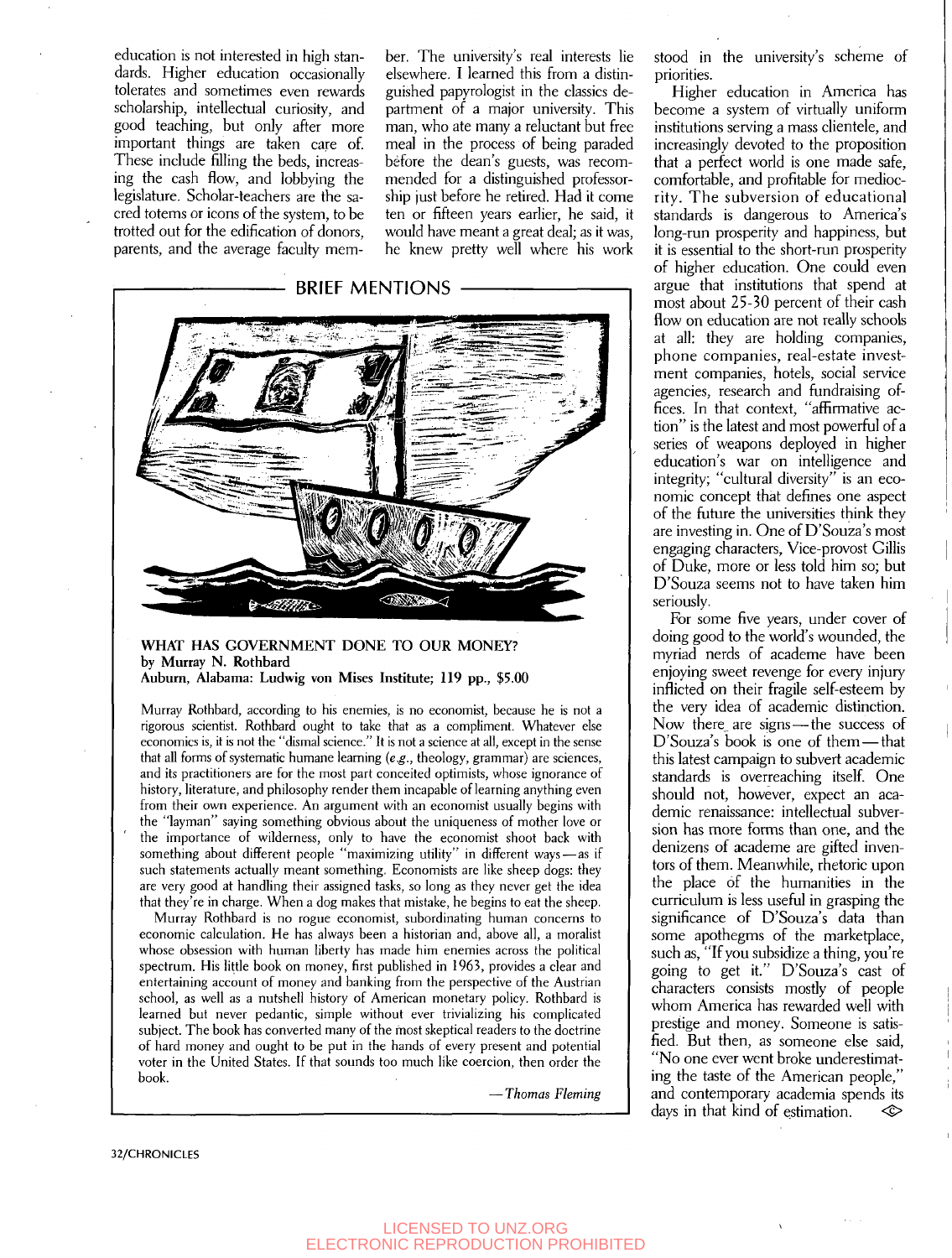education is not interested in high standards. Higher education occasionally tolerates and sometimes even rewards scholarship, intellectual curiosity, and good teaching, but only after more important things are taken care of. These include filling the beds, increasing the cash flow, and lobbying the legislature. Scholar-teachers are the sacred totems or icons of the system, to be trotted out for the edification of donors, parents, and the average faculty member. The university's real interests lie elsewhere. I learned this from a distinguished papyrologist in the classics department of a major university. This man, who ate many a reluctant but free meal in the process of being paraded before the dean's guests, was recommended for a distinguished professorship just before he retired. Had it come ten or fifteen years earlier, he said, it would have meant a great deal; as it was, he knew pretty well where his work stood in the university's scheme of priorities.

Higher education in America has become a system of virtually uniform institutions serving a mass clientele, and increasingly devoted to the proposition that a perfect world is one made safe, comfortable, and profitable for mediocrity. The subversion of educational standards is dangerous to America's long-run prosperity and happiness, but it is essential to the short-run prosperity of higher education. One could even argue that institutions that spend at most about 25-30 percent of their cash flow on education are not really schools at all: they are holding companies, phone companies, real-estate investment companies, hotels, social service agencies, research and fundraising offices. In that context, "affirmative action" is the latest and most powerful of a series of weapons deployed in higher education's war on intelligence and integrity; "cultural diversity" is an economic concept that defines one aspect of the future the universities think they are investing in. One of D'Souza's most engaging characters, Vice-provost Gillis of Duke, more or less told him so; but D'Souza seems not to have taken him seriously.

For some five years, under cover of doing good to the world's wounded, the myriad nerds of academe have been enjoying sweet revenge for every injury inflicted on their fragile self-esteem by the very idea of academic distinction. Now there are signs—the success of D'Souza's book is one of them—that this latest campaign to subvert academic standards is overreaching itself. One should not, however, expect an academic renaissance: intellectual subversion has more forms than one, and the denizens of academe are gifted inventors of them. Meanwhile, rhetoric upon the place of the humanities in the curriculum is less useful in grasping the significance of D'Souza's data than some apothegms of the marketplace, such as, "If you subsidize a thing, you're going to get it." D'Souza's cast of characters consists mostly of people whom America has rewarded well with prestige and money. Someone is satisfied. But then, as someone else said, "No one ever went broke underestimating the taste of the American people," and contemporary academia spends its days in that kind of estimation.

## BRIEF MENTIONS

**WHAT HAS GOVERNMENT DONE TO OUR MONEY?**
**by Murray N. Rothbard**
**Auburn, Alabama: Ludwig von Mises Institute; 119 pp., $5.00**

Murray Rothbard, according to his enemies, is no economist, because he is not a rigorous scientist. Rothbard ought to take that as a compliment. Whatever else economics is, it is not the "dismal science." It is not a science at all, except in the sense that all forms of systematic humane learning (*e.g.*, theology, grammar) are sciences, and its practitioners are for the most part conceited optimists, whose ignorance of history, literature, and philosophy render them incapable of learning anything even from their own experience. An argument with an economist usually begins with the "layman" saying something obvious about the uniqueness of mother love or the importance of wilderness, only to have the economist shoot back with something about different people "maximizing utility" in different ways—as if such statements actually meant something. Economists are like sheep dogs: they are very good at handling their assigned tasks, so long as they never get the idea that they're in charge. When a dog makes that mistake, he begins to eat the sheep.

Murray Rothbard is no rogue economist, subordinating human concerns to economic calculation. He has always been a historian and, above all, a moralist whose obsession with human liberty has made him enemies across the political spectrum. His little book on money, first published in 1963, provides a clear and entertaining account of money and banking from the perspective of the Austrian school, as well as a nutshell history of American monetary policy. Rothbard is learned but never pedantic, simple without ever trivializing his complicated subject. The book has converted many of the most skeptical readers to the doctrine of hard money and ought to be put in the hands of every present and potential voter in the United States. If that sounds too much like coercion, then order the book.

—*Thomas Fleming*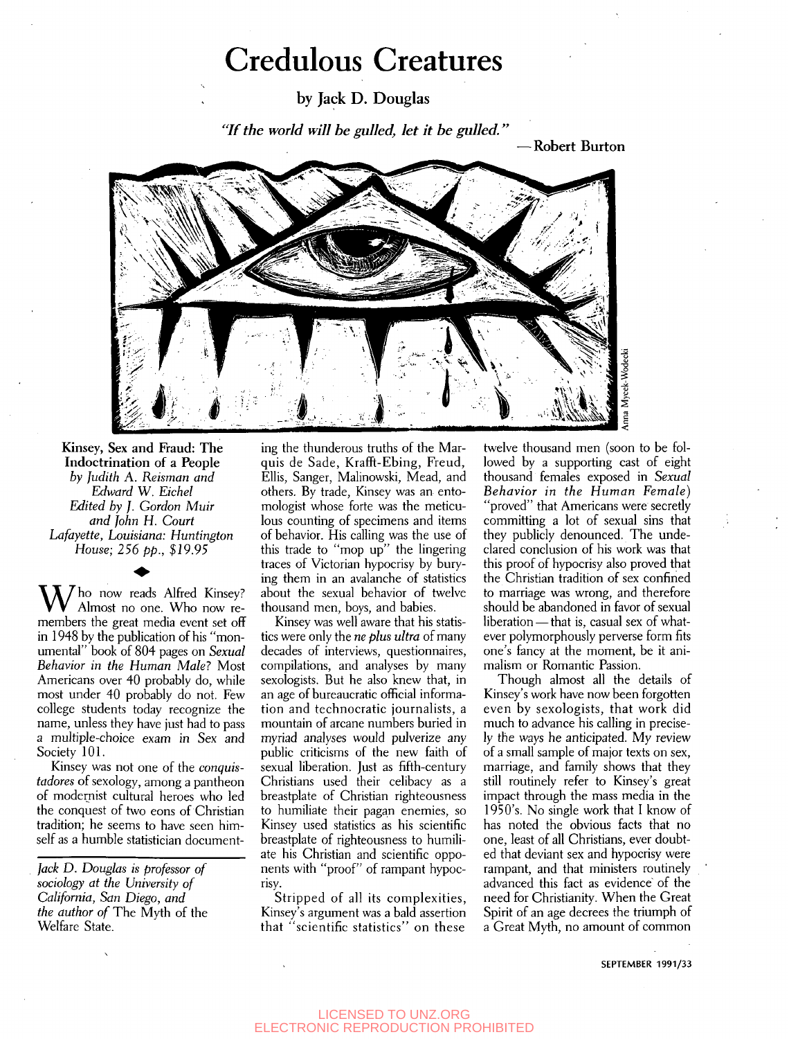# Credulous Creatures

**by Jack D. Douglas**

*"If the world will be gulled, let it be gulled."*

—**Robert Burton**

Anna Mycek-Wodecki

**Kinsey, Sex and Fraud: The Indoctrination of a People**
*by Judith A. Reisman and Edward W. Eichel*
*Edited by J. Gordon Muir and John H. Court*
*Lafayette, Louisiana: Huntington House; 256 pp., $19.95*

Who now reads Alfred Kinsey? Almost no one. Who now remembers the great media event set off in 1948 by the publication of his "monumental" book of 804 pages on *Sexual Behavior in the Human Male*? Most Americans over 40 probably do, while most under 40 probably do not. Few college students today recognize the name, unless they have just had to pass a multiple-choice exam in Sex and Society 101.

Kinsey was not one of the *conquistadores* of sexology, among a pantheon of modernist cultural heroes who led the conquest of two eons of Christian tradition; he seems to have seen himself as a humble statistician documenting the thunderous truths of the Marquis de Sade, Krafft-Ebing, Freud, Ellis, Sanger, Malinowski, Mead, and others. By trade, Kinsey was an entomologist whose forte was the meticulous counting of specimens and items of behavior. His calling was the use of this trade to "mop up" the lingering traces of Victorian hypocrisy by burying them in an avalanche of statistics about the sexual behavior of twelve thousand men, boys, and babies.

Kinsey was well aware that his statistics were only the *ne plus ultra* of many decades of interviews, questionnaires, compilations, and analyses by many sexologists. But he also knew that, in an age of bureaucratic official information and technocratic journalists, a mountain of arcane numbers buried in myriad analyses would pulverize any public criticisms of the new faith of sexual liberation. Just as fifth-century Christians used their celibacy as a breastplate of Christian righteousness to humiliate their pagan enemies, so Kinsey used statistics as his scientific breastplate of righteousness to humiliate his Christian and scientific opponents with "proof" of rampant hypocrisy.

Stripped of all its complexities, Kinsey's argument was a bald assertion that "scientific statistics" on these twelve thousand men (soon to be followed by a supporting cast of eight thousand females exposed in *Sexual Behavior in the Human Female*) "proved" that Americans were secretly committing a lot of sexual sins that they publicly denounced. The undeclared conclusion of his work was that this proof of hypocrisy also proved that the Christian tradition of sex confined to marriage was wrong, and therefore should be abandoned in favor of sexual liberation—that is, casual sex of whatever polymorphously perverse form fits one's fancy at the moment, be it animalism or Romantic Passion.

Though almost all the details of Kinsey's work have now been forgotten even by sexologists, that work did much to advance his calling in precisely the ways he anticipated. My review of a small sample of major texts on sex, marriage, and family shows that they still routinely refer to Kinsey's great impact through the mass media in the 1950's. No single work that I know of has noted the obvious facts that no one, least of all Christians, ever doubted that deviant sex and hypocrisy were rampant, and that ministers routinely advanced this fact as evidence of the need for Christianity. When the Great Spirit of an age decrees the triumph of a Great Myth, no amount of common

*Jack D. Douglas is professor of sociology at the University of California, San Diego, and the author of* The Myth of the Welfare State.